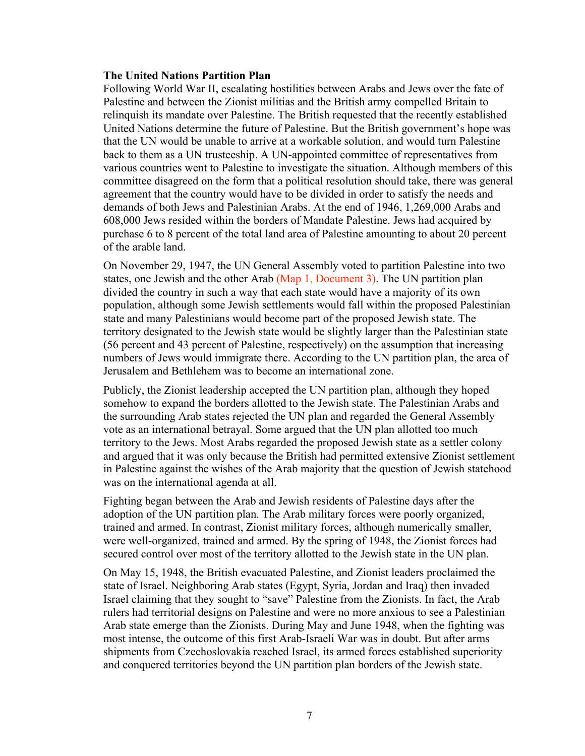**The United Nations Partition Plan**

Following World War II, escalating hostilities between Arabs and Jews over the fate of Palestine and between the Zionist militias and the British army compelled Britain to relinquish its mandate over Palestine. The British requested that the recently established United Nations determine the future of Palestine. But the British government's hope was that the UN would be unable to arrive at a workable solution, and would turn Palestine back to them as a UN trusteeship. A UN-appointed committee of representatives from various countries went to Palestine to investigate the situation. Although members of this committee disagreed on the form that a political resolution should take, there was general agreement that the country would have to be divided in order to satisfy the needs and demands of both Jews and Palestinian Arabs. At the end of 1946, 1,269,000 Arabs and 608,000 Jews resided within the borders of Mandate Palestine. Jews had acquired by purchase 6 to 8 percent of the total land area of Palestine amounting to about 20 percent of the arable land.

On November 29, 1947, the UN General Assembly voted to partition Palestine into two states, one Jewish and the other Arab (Map 1, Document 3). The UN partition plan divided the country in such a way that each state would have a majority of its own population, although some Jewish settlements would fall within the proposed Palestinian state and many Palestinians would become part of the proposed Jewish state. The territory designated to the Jewish state would be slightly larger than the Palestinian state (56 percent and 43 percent of Palestine, respectively) on the assumption that increasing numbers of Jews would immigrate there. According to the UN partition plan, the area of Jerusalem and Bethlehem was to become an international zone.

Publicly, the Zionist leadership accepted the UN partition plan, although they hoped somehow to expand the borders allotted to the Jewish state. The Palestinian Arabs and the surrounding Arab states rejected the UN plan and regarded the General Assembly vote as an international betrayal. Some argued that the UN plan allotted too much territory to the Jews. Most Arabs regarded the proposed Jewish state as a settler colony and argued that it was only because the British had permitted extensive Zionist settlement in Palestine against the wishes of the Arab majority that the question of Jewish statehood was on the international agenda at all.

Fighting began between the Arab and Jewish residents of Palestine days after the adoption of the UN partition plan. The Arab military forces were poorly organized, trained and armed. In contrast, Zionist military forces, although numerically smaller, were well-organized, trained and armed. By the spring of 1948, the Zionist forces had secured control over most of the territory allotted to the Jewish state in the UN plan.

On May 15, 1948, the British evacuated Palestine, and Zionist leaders proclaimed the state of Israel. Neighboring Arab states (Egypt, Syria, Jordan and Iraq) then invaded Israel claiming that they sought to "save" Palestine from the Zionists. In fact, the Arab rulers had territorial designs on Palestine and were no more anxious to see a Palestinian Arab state emerge than the Zionists. During May and June 1948, when the fighting was most intense, the outcome of this first Arab-Israeli War was in doubt. But after arms shipments from Czechoslovakia reached Israel, its armed forces established superiority and conquered territories beyond the UN partition plan borders of the Jewish state.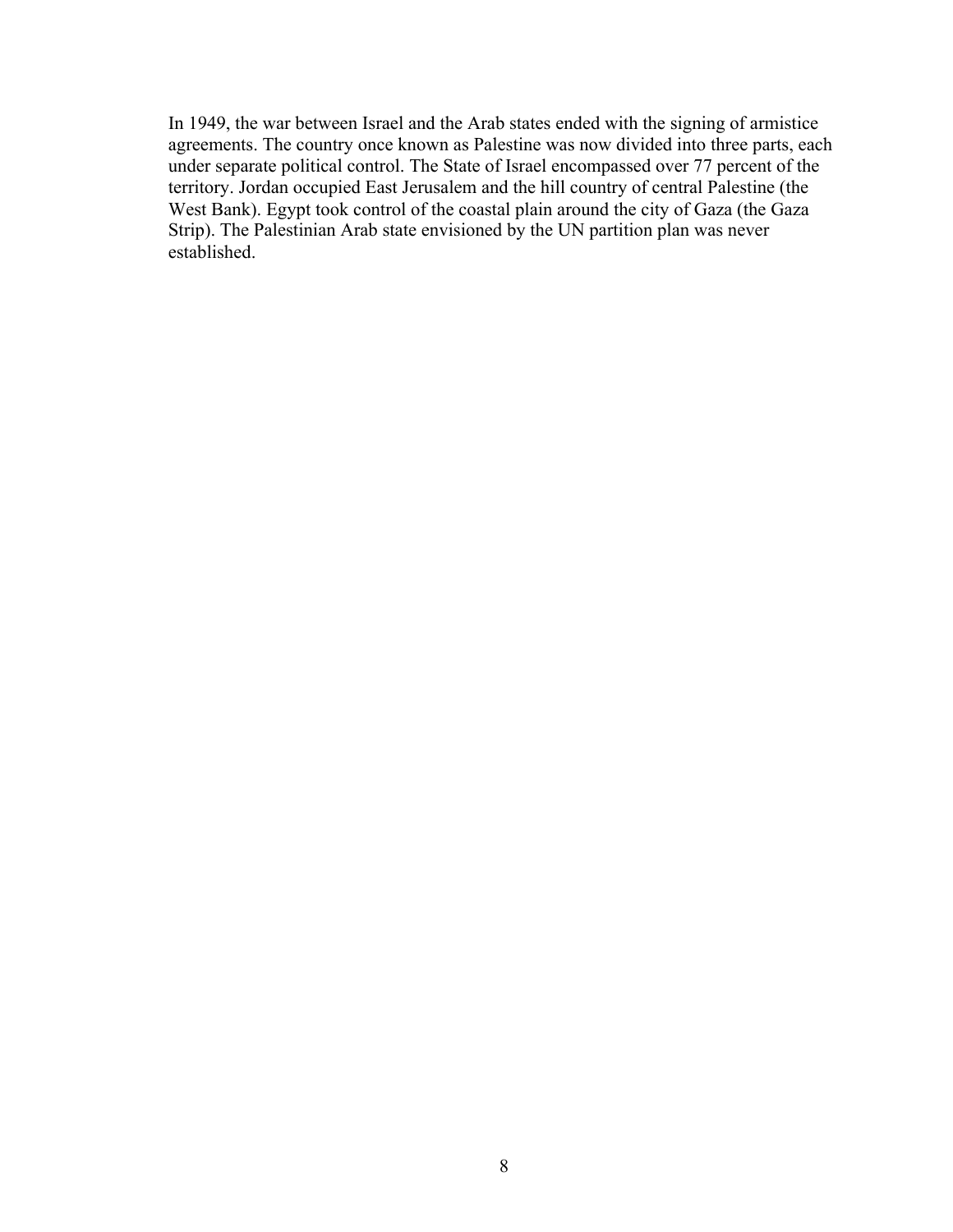In 1949, the war between Israel and the Arab states ended with the signing of armistice agreements. The country once known as Palestine was now divided into three parts, each under separate political control. The State of Israel encompassed over 77 percent of the territory. Jordan occupied East Jerusalem and the hill country of central Palestine (the West Bank). Egypt took control of the coastal plain around the city of Gaza (the Gaza Strip). The Palestinian Arab state envisioned by the UN partition plan was never established.